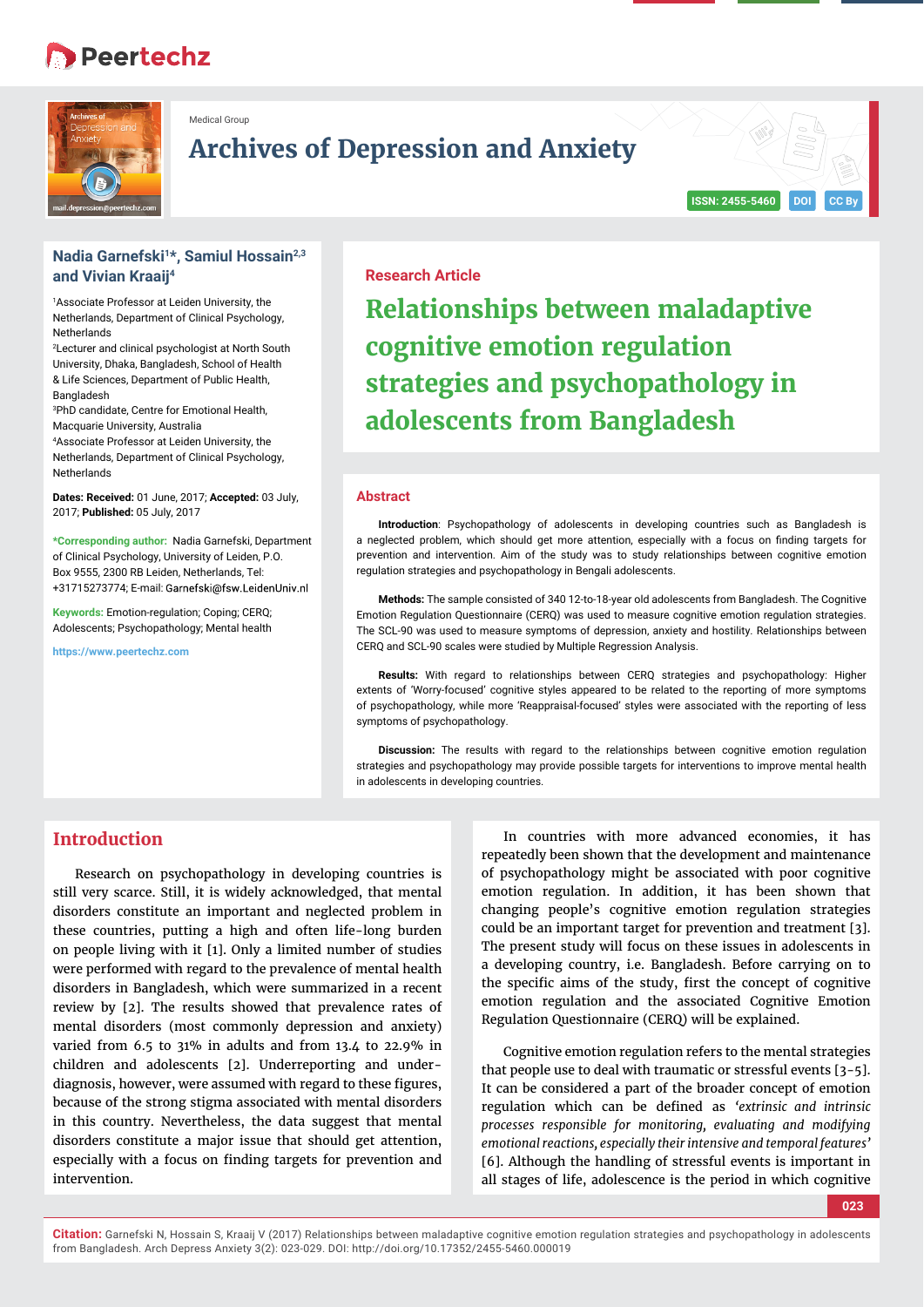Medical Group

# Archives of Depression and Anxiety

ISSN: 2455-5460 DOI CC By

**Nadia Garnefski[1]*, Samiul Hossain[2,3] and Vivian Kraaij[4]**

[1]Associate Professor at Leiden University, the Netherlands, Department of Clinical Psychology, Netherlands

[2]Lecturer and clinical psychologist at North South University, Dhaka, Bangladesh, School of Health & Life Sciences, Department of Public Health, Bangladesh

[3]PhD candidate, Centre for Emotional Health, Macquarie University, Australia

[4]Associate Professor at Leiden University, the Netherlands, Department of Clinical Psychology, Netherlands

**Dates: Received:** 01 June, 2017; **Accepted:** 03 July, 2017; **Published:** 05 July, 2017

***Corresponding author:** Nadia Garnefski, Department of Clinical Psychology, University of Leiden, P.O. Box 9555, 2300 RB Leiden, Netherlands, Tel: +31715273774; E-mail: Garnefski@fsw.LeidenUniv.nl

**Keywords:** Emotion-regulation; Coping; CERQ; Adolescents; Psychopathology; Mental health

https://www.peertechz.com

Research Article

# Relationships between maladaptive cognitive emotion regulation strategies and psychopathology in adolescents from Bangladesh

## Abstract

**Introduction**: Psychopathology of adolescents in developing countries such as Bangladesh is a neglected problem, which should get more attention, especially with a focus on finding targets for prevention and intervention. Aim of the study was to study relationships between cognitive emotion regulation strategies and psychopathology in Bengali adolescents.

**Methods:** The sample consisted of 340 12-to-18-year old adolescents from Bangladesh. The Cognitive Emotion Regulation Questionnaire (CERQ) was used to measure cognitive emotion regulation strategies. The SCL-90 was used to measure symptoms of depression, anxiety and hostility. Relationships between CERQ and SCL-90 scales were studied by Multiple Regression Analysis.

**Results:** With regard to relationships between CERQ strategies and psychopathology: Higher extents of 'Worry-focused' cognitive styles appeared to be related to the reporting of more symptoms of psychopathology, while more 'Reappraisal-focused' styles were associated with the reporting of less symptoms of psychopathology.

**Discussion:** The results with regard to the relationships between cognitive emotion regulation strategies and psychopathology may provide possible targets for interventions to improve mental health in adolescents in developing countries.

## Introduction

Research on psychopathology in developing countries is still very scarce. Still, it is widely acknowledged, that mental disorders constitute an important and neglected problem in these countries, putting a high and often life-long burden on people living with it [1]. Only a limited number of studies were performed with regard to the prevalence of mental health disorders in Bangladesh, which were summarized in a recent review by [2]. The results showed that prevalence rates of mental disorders (most commonly depression and anxiety) varied from 6.5 to 31% in adults and from 13.4 to 22.9% in children and adolescents [2]. Underreporting and under-diagnosis, however, were assumed with regard to these figures, because of the strong stigma associated with mental disorders in this country. Nevertheless, the data suggest that mental disorders constitute a major issue that should get attention, especially with a focus on finding targets for prevention and intervention.

In countries with more advanced economies, it has repeatedly been shown that the development and maintenance of psychopathology might be associated with poor cognitive emotion regulation. In addition, it has been shown that changing people's cognitive emotion regulation strategies could be an important target for prevention and treatment [3]. The present study will focus on these issues in adolescents in a developing country, i.e. Bangladesh. Before carrying on to the specific aims of the study, first the concept of cognitive emotion regulation and the associated Cognitive Emotion Regulation Questionnaire (CERQ) will be explained.

Cognitive emotion regulation refers to the mental strategies that people use to deal with traumatic or stressful events [3-5]. It can be considered a part of the broader concept of emotion regulation which can be defined as *'extrinsic and intrinsic processes responsible for monitoring, evaluating and modifying emotional reactions, especially their intensive and temporal features'* [6]. Although the handling of stressful events is important in all stages of life, adolescence is the period in which cognitive

**Citation:** Garnefski N, Hossain S, Kraaij V (2017) Relationships between maladaptive cognitive emotion regulation strategies and psychopathology in adolescents from Bangladesh. Arch Depress Anxiety 3(2): 023-029. DOI: http://doi.org/10.17352/2455-5460.000019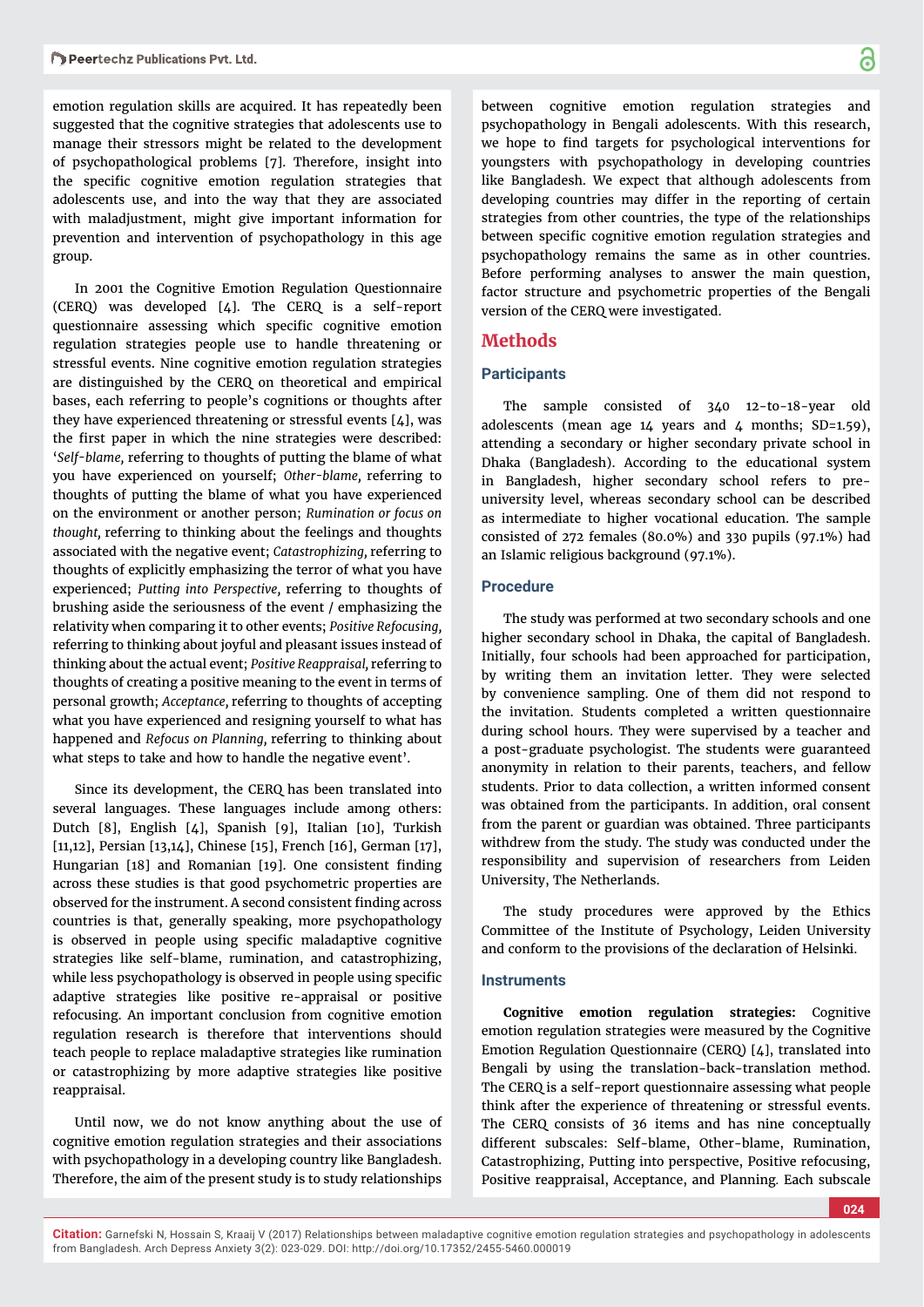emotion regulation skills are acquired. It has repeatedly been suggested that the cognitive strategies that adolescents use to manage their stressors might be related to the development of psychopathological problems [7]. Therefore, insight into the specific cognitive emotion regulation strategies that adolescents use, and into the way that they are associated with maladjustment, might give important information for prevention and intervention of psychopathology in this age group.

In 2001 the Cognitive Emotion Regulation Questionnaire (CERQ) was developed [4]. The CERQ is a self-report questionnaire assessing which specific cognitive emotion regulation strategies people use to handle threatening or stressful events. Nine cognitive emotion regulation strategies are distinguished by the CERQ on theoretical and empirical bases, each referring to people's cognitions or thoughts after they have experienced threatening or stressful events [4], was the first paper in which the nine strategies were described: '*Self-blame,* referring to thoughts of putting the blame of what you have experienced on yourself; *Other-blame,* referring to thoughts of putting the blame of what you have experienced on the environment or another person; *Rumination or focus on thought,* referring to thinking about the feelings and thoughts associated with the negative event; *Catastrophizing,* referring to thoughts of explicitly emphasizing the terror of what you have experienced; *Putting into Perspective,* referring to thoughts of brushing aside the seriousness of the event / emphasizing the relativity when comparing it to other events; *Positive Refocusing,* referring to thinking about joyful and pleasant issues instead of thinking about the actual event; *Positive Reappraisal,* referring to thoughts of creating a positive meaning to the event in terms of personal growth; *Acceptance,* referring to thoughts of accepting what you have experienced and resigning yourself to what has happened and *Refocus on Planning,* referring to thinking about what steps to take and how to handle the negative event'.

Since its development, the CERQ has been translated into several languages. These languages include among others: Dutch [8], English [4], Spanish [9], Italian [10], Turkish [11,12], Persian [13,14], Chinese [15], French [16], German [17], Hungarian [18] and Romanian [19]. One consistent finding across these studies is that good psychometric properties are observed for the instrument. A second consistent finding across countries is that, generally speaking, more psychopathology is observed in people using specific maladaptive cognitive strategies like self-blame, rumination, and catastrophizing, while less psychopathology is observed in people using specific adaptive strategies like positive re-appraisal or positive refocusing. An important conclusion from cognitive emotion regulation research is therefore that interventions should teach people to replace maladaptive strategies like rumination or catastrophizing by more adaptive strategies like positive reappraisal.

Until now, we do not know anything about the use of cognitive emotion regulation strategies and their associations with psychopathology in a developing country like Bangladesh. Therefore, the aim of the present study is to study relationships between cognitive emotion regulation strategies and psychopathology in Bengali adolescents. With this research, we hope to find targets for psychological interventions for youngsters with psychopathology in developing countries like Bangladesh. We expect that although adolescents from developing countries may differ in the reporting of certain strategies from other countries, the type of the relationships between specific cognitive emotion regulation strategies and psychopathology remains the same as in other countries. Before performing analyses to answer the main question, factor structure and psychometric properties of the Bengali version of the CERQ were investigated.

## Methods

### Participants

The sample consisted of 340 12-to-18-year old adolescents (mean age 14 years and 4 months; SD=1.59), attending a secondary or higher secondary private school in Dhaka (Bangladesh). According to the educational system in Bangladesh, higher secondary school refers to pre-university level, whereas secondary school can be described as intermediate to higher vocational education. The sample consisted of 272 females (80.0%) and 330 pupils (97.1%) had an Islamic religious background (97.1%).

### Procedure

The study was performed at two secondary schools and one higher secondary school in Dhaka, the capital of Bangladesh. Initially, four schools had been approached for participation, by writing them an invitation letter. They were selected by convenience sampling. One of them did not respond to the invitation. Students completed a written questionnaire during school hours. They were supervised by a teacher and a post-graduate psychologist. The students were guaranteed anonymity in relation to their parents, teachers, and fellow students. Prior to data collection, a written informed consent was obtained from the participants. In addition, oral consent from the parent or guardian was obtained. Three participants withdrew from the study. The study was conducted under the responsibility and supervision of researchers from Leiden University, The Netherlands.

The study procedures were approved by the Ethics Committee of the Institute of Psychology, Leiden University and conform to the provisions of the declaration of Helsinki.

### Instruments

**Cognitive emotion regulation strategies:** Cognitive emotion regulation strategies were measured by the Cognitive Emotion Regulation Questionnaire (CERQ) [4], translated into Bengali by using the translation-back-translation method. The CERQ is a self-report questionnaire assessing what people think after the experience of threatening or stressful events. The CERQ consists of 36 items and has nine conceptually different subscales: Self-blame, Other-blame, Rumination, Catastrophizing, Putting into perspective, Positive refocusing, Positive reappraisal, Acceptance, and Planning. Each subscale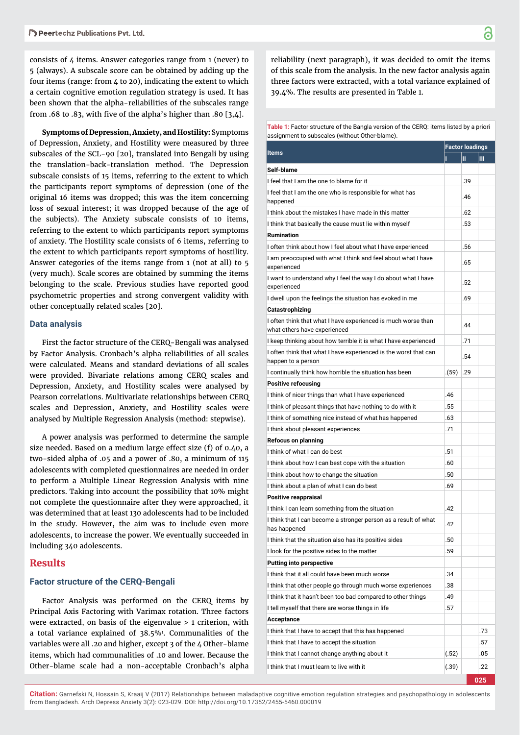consists of 4 items. Answer categories range from 1 (never) to 5 (always). A subscale score can be obtained by adding up the four items (range: from 4 to 20), indicating the extent to which a certain cognitive emotion regulation strategy is used. It has been shown that the alpha-reliabilities of the subscales range from .68 to .83, with five of the alpha's higher than .80 [3,4].

**Symptoms of Depression, Anxiety, and Hostility:** Symptoms of Depression, Anxiety, and Hostility were measured by three subscales of the SCL-90 [20], translated into Bengali by using the translation-back-translation method. The Depression subscale consists of 15 items, referring to the extent to which the participants report symptoms of depression (one of the original 16 items was dropped; this was the item concerning loss of sexual interest; it was dropped because of the age of the subjects). The Anxiety subscale consists of 10 items, referring to the extent to which participants report symptoms of anxiety. The Hostility scale consists of 6 items, referring to the extent to which participants report symptoms of hostility. Answer categories of the items range from 1 (not at all) to 5 (very much). Scale scores are obtained by summing the items belonging to the scale. Previous studies have reported good psychometric properties and strong convergent validity with other conceptually related scales [20].

### Data analysis

First the factor structure of the CERQ-Bengali was analysed by Factor Analysis. Cronbach's alpha reliabilities of all scales were calculated. Means and standard deviations of all scales were provided. Bivariate relations among CERQ scales and Depression, Anxiety, and Hostility scales were analysed by Pearson correlations. Multivariate relationships between CERQ scales and Depression, Anxiety, and Hostility scales were analysed by Multiple Regression Analysis (method: stepwise).

A power analysis was performed to determine the sample size needed. Based on a medium large effect size (f) of 0.40, a two-sided alpha of .05 and a power of .80, a minimum of 115 adolescents with completed questionnaires are needed in order to perform a Multiple Linear Regression Analysis with nine predictors. Taking into account the possibility that 10% might not complete the questionnaire after they were approached, it was determined that at least 130 adolescents had to be included in the study. However, the aim was to include even more adolescents, to increase the power. We eventually succeeded in including 340 adolescents.

## Results

### Factor structure of the CERQ-Bengali

Factor Analysis was performed on the CERQ items by Principal Axis Factoring with Varimax rotation. Three factors were extracted, on basis of the eigenvalue > 1 criterion, with a total variance explained of 38.5%[1]. Communalities of the variables were all .20 and higher, except 3 of the 4 Other-blame items, which had communalities of .10 and lower. Because the Other-blame scale had a non-acceptable Cronbach's alpha reliability (next paragraph), it was decided to omit the items of this scale from the analysis. In the new factor analysis again three factors were extracted, with a total variance explained of 39.4%. The results are presented in Table 1.

**Table 1:** Factor structure of the Bangla version of the CERQ: items listed by a priori assignment to subscales (without Other-blame).

| Items | Factor loadings | | |
|---|---|---|---|
| | I | II | III |
| **Self-blame** | | | |
| I feel that I am the one to blame for it | | .39 | |
| I feel that I am the one who is responsible for what has happened | | .46 | |
| I think about the mistakes I have made in this matter | | .62 | |
| I think that basically the cause must lie within myself | | .53 | |
| **Rumination** | | | |
| I often think about how I feel about what I have experienced | | .56 | |
| I am preoccupied with what I think and feel about what I have experienced | | .65 | |
| I want to understand why I feel the way I do about what I have experienced | | .52 | |
| I dwell upon the feelings the situation has evoked in me | | .69 | |
| **Catastrophizing** | | | |
| I often think that what I have experienced is much worse than what others have experienced | | .44 | |
| I keep thinking about how terrible it is what I have experienced | | .71 | |
| I often think that what I have experienced is the worst that can happen to a person | | .54 | |
| I continually think how horrible the situation has been | (.59) | .29 | |
| **Positive refocusing** | | | |
| I think of nicer things than what I have experienced | .46 | | |
| I think of pleasant things that have nothing to do with it | .55 | | |
| I think of something nice instead of what has happened | .63 | | |
| I think about pleasant experiences | .71 | | |
| **Refocus on planning** | | | |
| I think of what I can do best | .51 | | |
| I think about how I can best cope with the situation | .60 | | |
| I think about how to change the situation | .50 | | |
| I think about a plan of what I can do best | .69 | | |
| **Positive reappraisal** | | | |
| I think I can learn something from the situation | .42 | | |
| I think that I can become a stronger person as a result of what has happened | .42 | | |
| I think that the situation also has its positive sides | .50 | | |
| I look for the positive sides to the matter | .59 | | |
| **Putting into perspective** | | | |
| I think that it all could have been much worse | .34 | | |
| I think that other people go through much worse experiences | .38 | | |
| I think that it hasn't been too bad compared to other things | .49 | | |
| I tell myself that there are worse things in life | .57 | | |
| **Acceptance** | | | |
| I think that I have to accept that this has happened | | | .73 |
| I think that I have to accept the situation | | | .57 |
| I think that I cannot change anything about it | (.52) | | .05 |
| I think that I must learn to live with it | (.39) | | .22 |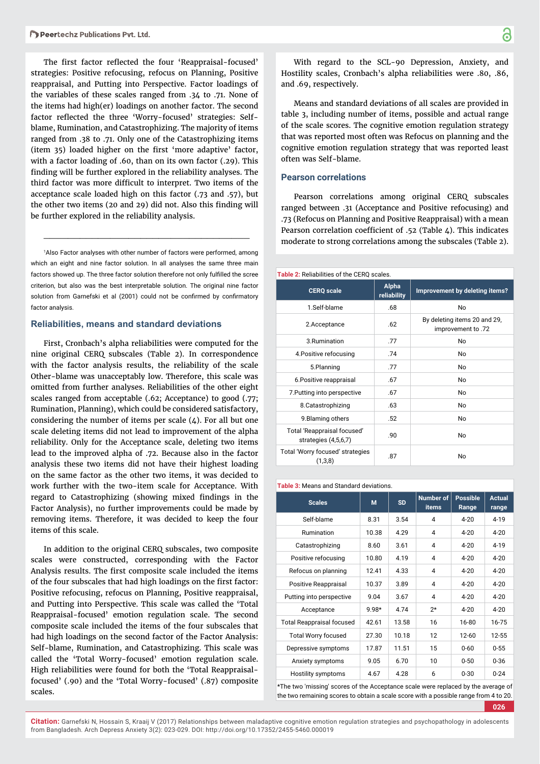The first factor reflected the four 'Reappraisal-focused' strategies: Positive refocusing, refocus on Planning, Positive reappraisal, and Putting into Perspective. Factor loadings of the variables of these scales ranged from .34 to .71. None of the items had high(er) loadings on another factor. The second factor reflected the three 'Worry-focused' strategies: Self-blame, Rumination, and Catastrophizing. The majority of items ranged from .38 to .71. Only one of the Catastrophizing items (item 35) loaded higher on the first 'more adaptive' factor, with a factor loading of .60, than on its own factor (.29). This finding will be further explored in the reliability analyses. The third factor was more difficult to interpret. Two items of the acceptance scale loaded high on this factor (.73 and .57), but the other two items (20 and 29) did not. Also this finding will be further explored in the reliability analysis.

[1] Also Factor analyses with other number of factors were performed, among which an eight and nine factor solution. In all analyses the same three main factors showed up. The three factor solution therefore not only fulfilled the scree criterion, but also was the best interpretable solution. The original nine factor solution from Garnefski et al (2001) could not be confirmed by confirmatory factor analysis.

## Reliabilities, means and standard deviations

First, Cronbach's alpha reliabilities were computed for the nine original CERQ subscales (Table 2). In correspondence with the factor analysis results, the reliability of the scale Other-blame was unacceptably low. Therefore, this scale was omitted from further analyses. Reliabilities of the other eight scales ranged from acceptable (.62; Acceptance) to good (.77; Rumination, Planning), which could be considered satisfactory, considering the number of items per scale (4). For all but one scale deleting items did not lead to improvement of the alpha reliability. Only for the Acceptance scale, deleting two items lead to the improved alpha of .72. Because also in the factor analysis these two items did not have their highest loading on the same factor as the other two items, it was decided to work further with the two-item scale for Acceptance. With regard to Catastrophizing (showing mixed findings in the Factor Analysis), no further improvements could be made by removing items. Therefore, it was decided to keep the four items of this scale.

In addition to the original CERQ subscales, two composite scales were constructed, corresponding with the Factor Analysis results. The first composite scale included the items of the four subscales that had high loadings on the first factor: Positive refocusing, refocus on Planning, Positive reappraisal, and Putting into Perspective. This scale was called the 'Total Reappraisal-focused' emotion regulation scale. The second composite scale included the items of the four subscales that had high loadings on the second factor of the Factor Analysis: Self-blame, Rumination, and Catastrophizing. This scale was called the 'Total Worry-focused' emotion regulation scale. High reliabilities were found for both the 'Total Reappraisal-focused' (.90) and the 'Total Worry-focused' (.87) composite scales.

With regard to the SCL-90 Depression, Anxiety, and Hostility scales, Cronbach's alpha reliabilities were .80, .86, and .69, respectively.

Means and standard deviations of all scales are provided in table 3, including number of items, possible and actual range of the scale scores. The cognitive emotion regulation strategy that was reported most often was Refocus on planning and the cognitive emotion regulation strategy that was reported least often was Self-blame.

## Pearson correlations

Pearson correlations among original CERQ subscales ranged between .31 (Acceptance and Positive refocusing) and .73 (Refocus on Planning and Positive Reappraisal) with a mean Pearson correlation coefficient of .52 (Table 4). This indicates moderate to strong correlations among the subscales (Table 2).

**Table 2:** Reliabilities of the CERQ scales.

| CERQ scale | Alpha reliability | Improvement by deleting items? |
|---|---|---|
| 1.Self-blame | .68 | No |
| 2.Acceptance | .62 | By deleting items 20 and 29, improvement to .72 |
| 3.Rumination | .77 | No |
| 4.Positive refocusing | .74 | No |
| 5.Planning | .77 | No |
| 6.Positive reappraisal | .67 | No |
| 7.Putting into perspective | .67 | No |
| 8.Catastrophizing | .63 | No |
| 9.Blaming others | .52 | No |
| Total 'Reappraisal focused' strategies (4,5,6,7) | .90 | No |
| Total 'Worry focused' strategies (1,3,8) | .87 | No |

**Table 3:** Means and Standard deviations.

| Scales | M | SD | Number of items | Possible Range | Actual range |
|---|---|---|---|---|---|
| Self-blame | 8.31 | 3.54 | 4 | 4-20 | 4-19 |
| Rumination | 10.38 | 4.29 | 4 | 4-20 | 4-20 |
| Catastrophizing | 8.60 | 3.61 | 4 | 4-20 | 4-19 |
| Positive refocusing | 10.80 | 4.19 | 4 | 4-20 | 4-20 |
| Refocus on planning | 12.41 | 4.33 | 4 | 4-20 | 4-20 |
| Positive Reappraisal | 10.37 | 3.89 | 4 | 4-20 | 4-20 |
| Putting into perspective | 9.04 | 3.67 | 4 | 4-20 | 4-20 |
| Acceptance | 9.98* | 4.74 | 2* | 4-20 | 4-20 |
| Total Reappraisal focused | 42.61 | 13.58 | 16 | 16-80 | 16-75 |
| Total Worry focused | 27.30 | 10.18 | 12 | 12-60 | 12-55 |
| Depressive symptoms | 17.87 | 11.51 | 15 | 0-60 | 0-55 |
| Anxiety symptoms | 9.05 | 6.70 | 10 | 0-50 | 0-36 |
| Hostility symptoms | 4.67 | 4.28 | 6 | 0-30 | 0-24 |

*The two 'missing' scores of the Acceptance scale were replaced by the average of the two remaining scores to obtain a scale score with a possible range from 4 to 20.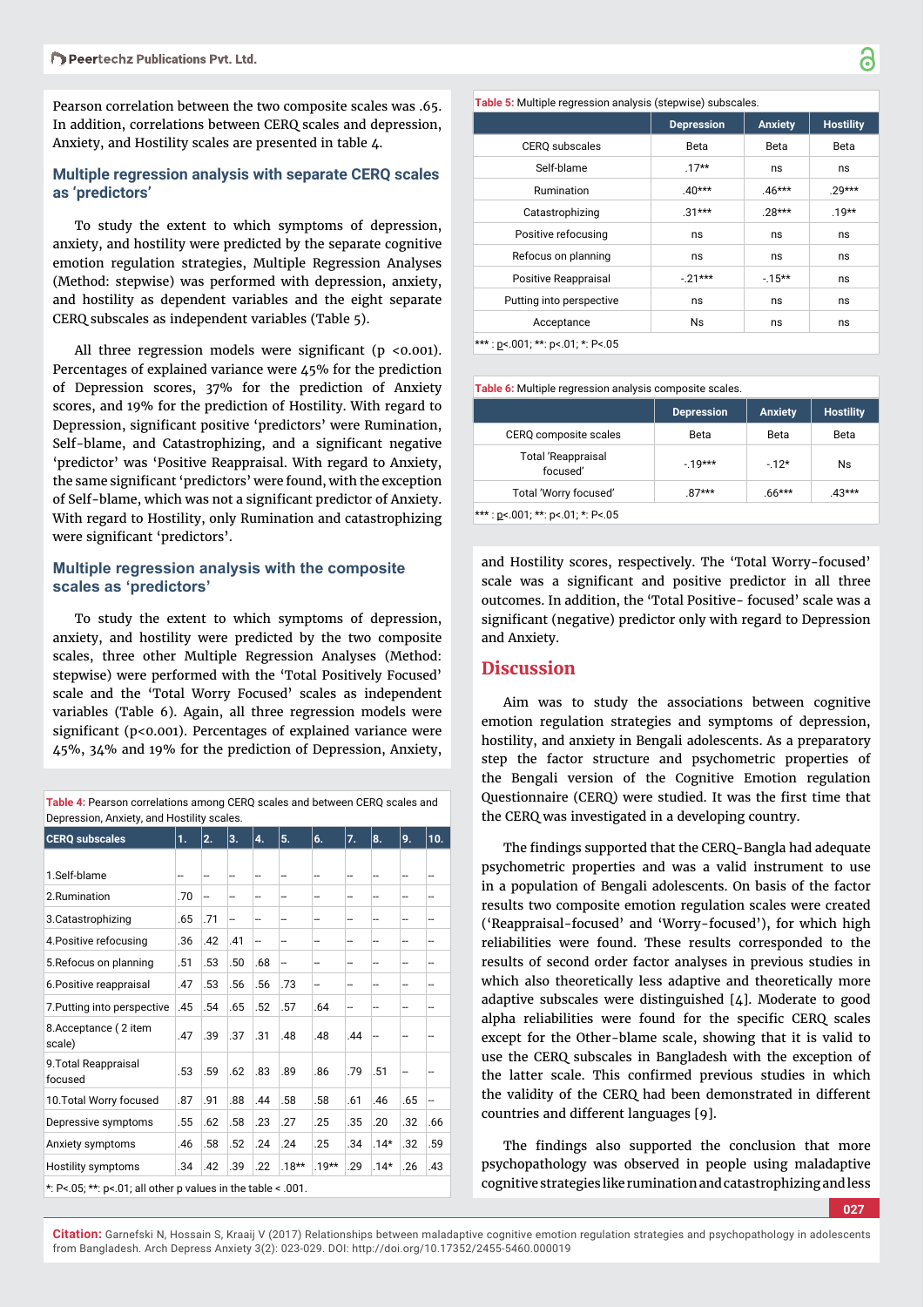Pearson correlation between the two composite scales was .65. In addition, correlations between CERQ scales and depression, Anxiety, and Hostility scales are presented in table 4.

## Multiple regression analysis with separate CERQ scales as 'predictors'

To study the extent to which symptoms of depression, anxiety, and hostility were predicted by the separate cognitive emotion regulation strategies, Multiple Regression Analyses (Method: stepwise) was performed with depression, anxiety, and hostility as dependent variables and the eight separate CERQ subscales as independent variables (Table 5).

All three regression models were significant ($p < 0.001$). Percentages of explained variance were 45% for the prediction of Depression scores, 37% for the prediction of Anxiety scores, and 19% for the prediction of Hostility. With regard to Depression, significant positive 'predictors' were Rumination, Self-blame, and Catastrophizing, and a significant negative 'predictor' was 'Positive Reappraisal. With regard to Anxiety, the same significant 'predictors' were found, with the exception of Self-blame, which was not a significant predictor of Anxiety. With regard to Hostility, only Rumination and catastrophizing were significant 'predictors'.

## Multiple regression analysis with the composite scales as 'predictors'

To study the extent to which symptoms of depression, anxiety, and hostility were predicted by the two composite scales, three other Multiple Regression Analyses (Method: stepwise) were performed with the 'Total Positively Focused' scale and the 'Total Worry Focused' scales as independent variables (Table 6). Again, all three regression models were significant ($p<0.001$). Percentages of explained variance were 45%, 34% and 19% for the prediction of Depression, Anxiety, and Hostility scores, respectively. The 'Total Worry-focused' scale was a significant and positive predictor in all three outcomes. In addition, the 'Total Positive- focused' scale was a significant (negative) predictor only with regard to Depression and Anxiety.

**Table 4:** Pearson correlations among CERQ scales and between CERQ scales and Depression, Anxiety, and Hostility scales.

| CERQ subscales | 1. | 2. | 3. | 4. | 5. | 6. | 7. | 8. | 9. | 10. |
|---|---|---|---|---|---|---|---|---|---|---|
| 1.Self-blame | -- | -- | -- | -- | -- | -- | -- | -- | -- | -- |
| 2.Rumination | .70 | -- | -- | -- | -- | -- | -- | -- | -- | -- |
| 3.Catastrophizing | .65 | .71 | -- | -- | -- | -- | -- | -- | -- | -- |
| 4.Positive refocusing | .36 | .42 | .41 | -- | -- | -- | -- | -- | -- | -- |
| 5.Refocus on planning | .51 | .53 | .50 | .68 | -- | -- | -- | -- | -- | -- |
| 6.Positive reappraisal | .47 | .53 | .56 | .56 | .73 | -- | -- | -- | -- | -- |
| 7.Putting into perspective | .45 | .54 | .65 | .52 | .57 | .64 | -- | -- | -- | -- |
| 8.Acceptance ( 2 item scale) | .47 | .39 | .37 | .31 | .48 | .48 | .44 | -- | -- | -- |
| 9.Total Reappraisal focused | .53 | .59 | .62 | .83 | .89 | .86 | .79 | .51 | -- | -- |
| 10.Total Worry focused | .87 | .91 | .88 | .44 | .58 | .58 | .61 | .46 | .65 | -- |
| Depressive symptoms | .55 | .62 | .58 | .23 | .27 | .25 | .35 | .20 | .32 | .66 |
| Anxiety symptoms | .46 | .58 | .52 | .24 | .24 | .25 | .34 | .14* | .32 | .59 |
| Hostility symptoms | .34 | .42 | .39 | .22 | .18** | .19** | .29 | .14* | .26 | .43 |

*: P<.05; **: p<.01; all other p values in the table < .001.

**Table 5:** Multiple regression analysis (stepwise) subscales.

| | Depression | Anxiety | Hostility |
|---|---|---|---|
| CERQ subscales | Beta | Beta | Beta |
| Self-blame | .17** | ns | ns |
| Rumination | .40*** | .46*** | .29*** |
| Catastrophizing | .31*** | .28*** | .19** |
| Positive refocusing | ns | ns | ns |
| Refocus on planning | ns | ns | ns |
| Positive Reappraisal | -.21*** | -.15** | ns |
| Putting into perspective | ns | ns | ns |
| Acceptance | Ns | ns | ns |

*** : p<.001; **: p<.01; *: P<.05

**Table 6:** Multiple regression analysis composite scales.

| | Depression | Anxiety | Hostility |
|---|---|---|---|
| CERQ composite scales | Beta | Beta | Beta |
| Total 'Reappraisal focused' | -.19*** | -.12* | Ns |
| Total 'Worry focused' | .87*** | .66*** | .43*** |

*** : p<.001; **: p<.01; *: P<.05

# Discussion

Aim was to study the associations between cognitive emotion regulation strategies and symptoms of depression, hostility, and anxiety in Bengali adolescents. As a preparatory step the factor structure and psychometric properties of the Bengali version of the Cognitive Emotion regulation Questionnaire (CERQ) were studied. It was the first time that the CERQ was investigated in a developing country.

The findings supported that the CERQ-Bangla had adequate psychometric properties and was a valid instrument to use in a population of Bengali adolescents. On basis of the factor results two composite emotion regulation scales were created ('Reappraisal-focused' and 'Worry-focused'), for which high reliabilities were found. These results corresponded to the results of second order factor analyses in previous studies in which also theoretically less adaptive and theoretically more adaptive subscales were distinguished [4]. Moderate to good alpha reliabilities were found for the specific CERQ scales except for the Other-blame scale, showing that it is valid to use the CERQ subscales in Bangladesh with the exception of the latter scale. This confirmed previous studies in which the validity of the CERQ had been demonstrated in different countries and different languages [9].

The findings also supported the conclusion that more psychopathology was observed in people using maladaptive cognitive strategies like rumination and catastrophizing and less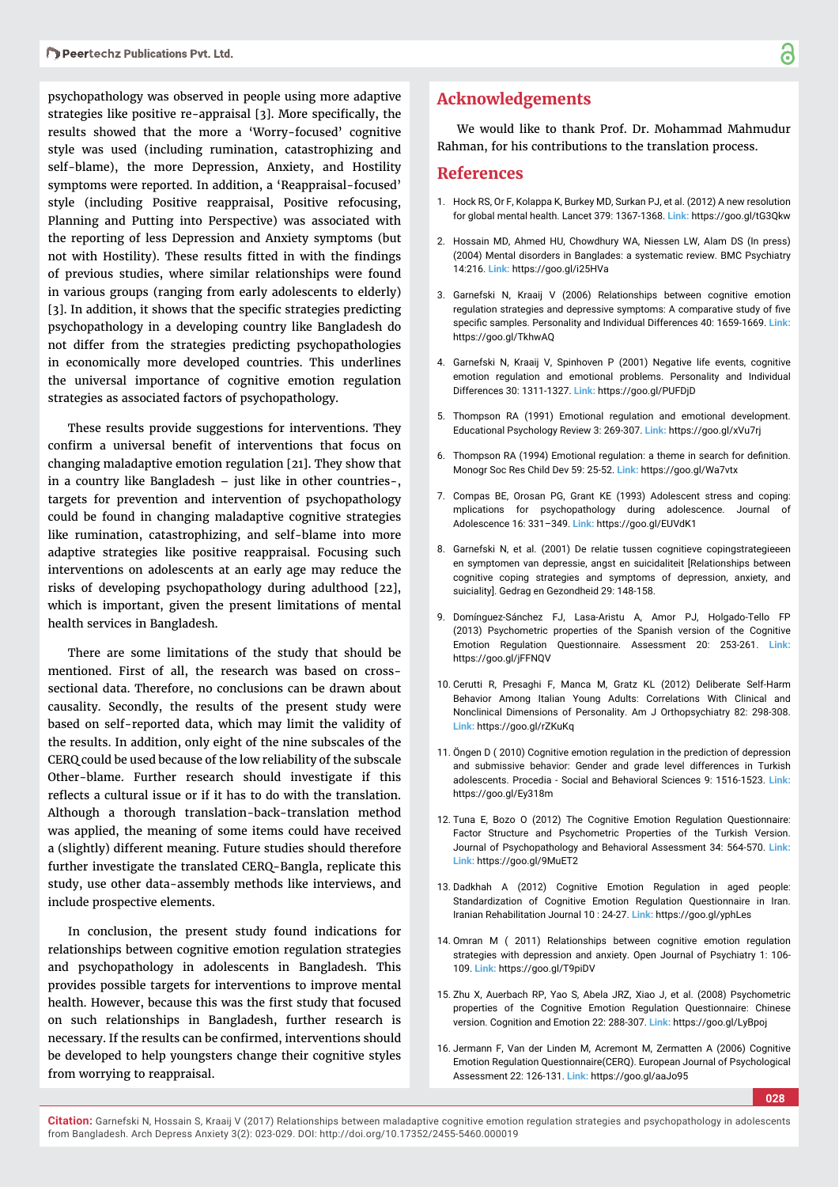psychopathology was observed in people using more adaptive strategies like positive re-appraisal [3]. More specifically, the results showed that the more a 'Worry-focused' cognitive style was used (including rumination, catastrophizing and self-blame), the more Depression, Anxiety, and Hostility symptoms were reported. In addition, a 'Reappraisal-focused' style (including Positive reappraisal, Positive refocusing, Planning and Putting into Perspective) was associated with the reporting of less Depression and Anxiety symptoms (but not with Hostility). These results fitted in with the findings of previous studies, where similar relationships were found in various groups (ranging from early adolescents to elderly) [3]. In addition, it shows that the specific strategies predicting psychopathology in a developing country like Bangladesh do not differ from the strategies predicting psychopathologies in economically more developed countries. This underlines the universal importance of cognitive emotion regulation strategies as associated factors of psychopathology.

These results provide suggestions for interventions. They confirm a universal benefit of interventions that focus on changing maladaptive emotion regulation [21]. They show that in a country like Bangladesh – just like in other countries-, targets for prevention and intervention of psychopathology could be found in changing maladaptive cognitive strategies like rumination, catastrophizing, and self-blame into more adaptive strategies like positive reappraisal. Focusing such interventions on adolescents at an early age may reduce the risks of developing psychopathology during adulthood [22], which is important, given the present limitations of mental health services in Bangladesh.

There are some limitations of the study that should be mentioned. First of all, the research was based on cross-sectional data. Therefore, no conclusions can be drawn about causality. Secondly, the results of the present study were based on self-reported data, which may limit the validity of the results. In addition, only eight of the nine subscales of the CERQ could be used because of the low reliability of the subscale Other-blame. Further research should investigate if this reflects a cultural issue or if it has to do with the translation. Although a thorough translation-back-translation method was applied, the meaning of some items could have received a (slightly) different meaning. Future studies should therefore further investigate the translated CERQ-Bangla, replicate this study, use other data-assembly methods like interviews, and include prospective elements.

In conclusion, the present study found indications for relationships between cognitive emotion regulation strategies and psychopathology in adolescents in Bangladesh. This provides possible targets for interventions to improve mental health. However, because this was the first study that focused on such relationships in Bangladesh, further research is necessary. If the results can be confirmed, interventions should be developed to help youngsters change their cognitive styles from worrying to reappraisal.

## Acknowledgements

We would like to thank Prof. Dr. Mohammad Mahmudur Rahman, for his contributions to the translation process.

## References

1. Hock RS, Or F, Kolappa K, Burkey MD, Surkan PJ, et al. (2012) A new resolution for global mental health. Lancet 379: 1367-1368. Link: https://goo.gl/tG3Qkw
2. Hossain MD, Ahmed HU, Chowdhury WA, Niessen LW, Alam DS (In press) (2004) Mental disorders in Banglades: a systematic review. BMC Psychiatry 14:216. Link: https://goo.gl/i25HVa
3. Garnefski N, Kraaij V (2006) Relationships between cognitive emotion regulation strategies and depressive symptoms: A comparative study of five specific samples. Personality and Individual Differences 40: 1659-1669. Link: https://goo.gl/TkhwAQ
4. Garnefski N, Kraaij V, Spinhoven P (2001) Negative life events, cognitive emotion regulation and emotional problems. Personality and Individual Differences 30: 1311-1327. Link: https://goo.gl/PUFDjD
5. Thompson RA (1991) Emotional regulation and emotional development. Educational Psychology Review 3: 269-307. Link: https://goo.gl/xVu7rj
6. Thompson RA (1994) Emotional regulation: a theme in search for definition. Monogr Soc Res Child Dev 59: 25-52. Link: https://goo.gl/Wa7vtx
7. Compas BE, Orosan PG, Grant KE (1993) Adolescent stress and coping: mplications for psychopathology during adolescence. Journal of Adolescence 16: 331–349. Link: https://goo.gl/EUVdK1
8. Garnefski N, et al. (2001) De relatie tussen cognitieve copingstrategieeen en symptomen van depressie, angst en suicidaliteit [Relationships between cognitive coping strategies and symptoms of depression, anxiety, and suiciality]. Gedrag en Gezondheid 29: 148-158.
9. Domínguez-Sánchez FJ, Lasa-Aristu A, Amor PJ, Holgado-Tello FP (2013) Psychometric properties of the Spanish version of the Cognitive Emotion Regulation Questionnaire. Assessment 20: 253-261. Link: https://goo.gl/jFFNQV
10. Cerutti R, Presaghi F, Manca M, Gratz KL (2012) Deliberate Self-Harm Behavior Among Italian Young Adults: Correlations With Clinical and Nonclinical Dimensions of Personality. Am J Orthopsychiatry 82: 298-308. Link: https://goo.gl/rZKuKq
11. Öngen D ( 2010) Cognitive emotion regulation in the prediction of depression and submissive behavior: Gender and grade level differences in Turkish adolescents. Procedia - Social and Behavioral Sciences 9: 1516-1523. Link: https://goo.gl/Ey318m
12. Tuna E, Bozo O (2012) The Cognitive Emotion Regulation Questionnaire: Factor Structure and Psychometric Properties of the Turkish Version. Journal of Psychopathology and Behavioral Assessment 34: 564-570. Link: https://goo.gl/9MuET2
13. Dadkhah A (2012) Cognitive Emotion Regulation in aged people: Standardization of Cognitive Emotion Regulation Questionnaire in Iran. Iranian Rehabilitation Journal 10 : 24-27. Link: https://goo.gl/yphLes
14. Omran M ( 2011) Relationships between cognitive emotion regulation strategies with depression and anxiety. Open Journal of Psychiatry 1: 106-109. Link: https://goo.gl/T9piDV
15. Zhu X, Auerbach RP, Yao S, Abela JRZ, Xiao J, et al. (2008) Psychometric properties of the Cognitive Emotion Regulation Questionnaire: Chinese version. Cognition and Emotion 22: 288-307. Link: https://goo.gl/LyBpoj
16. Jermann F, Van der Linden M, Acremont M, Zermatten A (2006) Cognitive Emotion Regulation Questionnaire(CERQ). European Journal of Psychological Assessment 22: 126-131. Link: https://goo.gl/aaJo95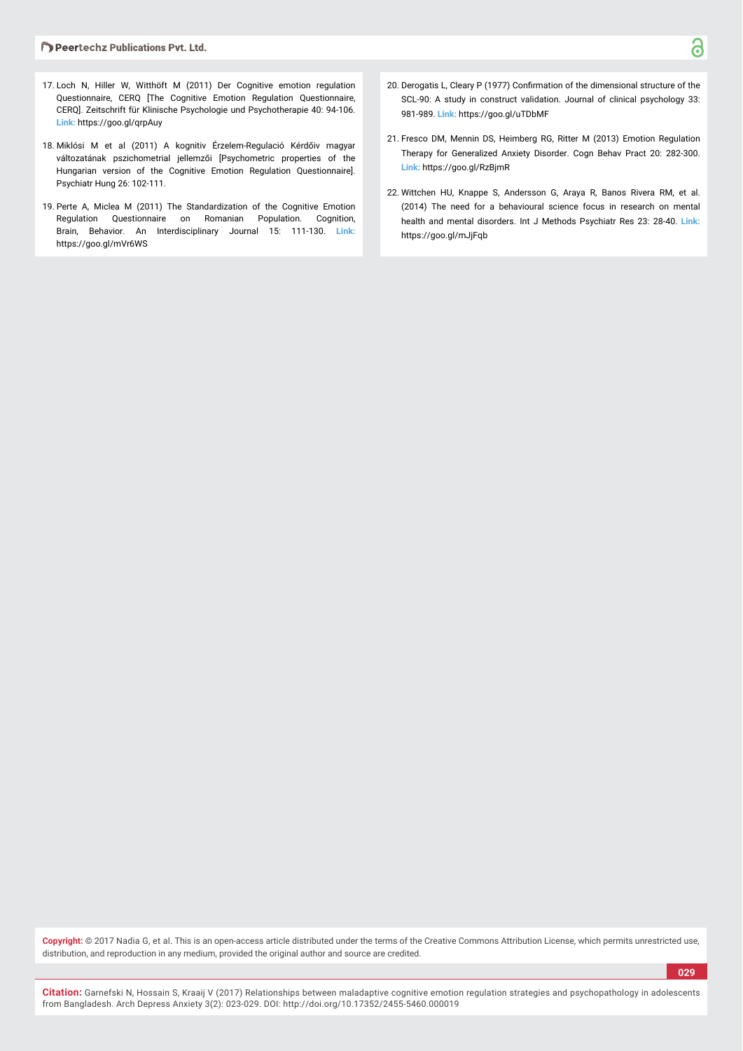17. Loch N, Hiller W, Witthöft M (2011) Der Cognitive emotion regulation Questionnaire, CERQ [The Cognitive Emotion Regulation Questionnaire, CERQ]. Zeitschrift für Klinische Psychologie und Psychotherapie 40: 94-106. **Link:** https://goo.gl/qrpAuy

18. Miklósi M et al (2011) A kognitiv Érzelem-Regulació Kérdőiv magyar változatának pszichometrial jellemzői [Psychometric properties of the Hungarian version of the Cognitive Emotion Regulation Questionnaire]. Psychiatr Hung 26: 102-111.

19. Perte A, Miclea M (2011) The Standardization of the Cognitive Emotion Regulation Questionnaire on Romanian Population. Cognition, Brain, Behavior. An Interdisciplinary Journal 15: 111-130. **Link:** https://goo.gl/mVr6WS

20. Derogatis L, Cleary P (1977) Confirmation of the dimensional structure of the SCL-90: A study in construct validation. Journal of clinical psychology 33: 981-989. **Link:** https://goo.gl/uTDbMF

21. Fresco DM, Mennin DS, Heimberg RG, Ritter M (2013) Emotion Regulation Therapy for Generalized Anxiety Disorder. Cogn Behav Pract 20: 282-300. **Link:** https://goo.gl/RzBjmR

22. Wittchen HU, Knappe S, Andersson G, Araya R, Banos Rivera RM, et al. (2014) The need for a behavioural science focus in research on mental health and mental disorders. Int J Methods Psychiatr Res 23: 28-40. **Link:** https://goo.gl/mJjFqb

**Copyright:** © 2017 Nadia G, et al. This is an open-access article distributed under the terms of the Creative Commons Attribution License, which permits unrestricted use, distribution, and reproduction in any medium, provided the original author and source are credited.